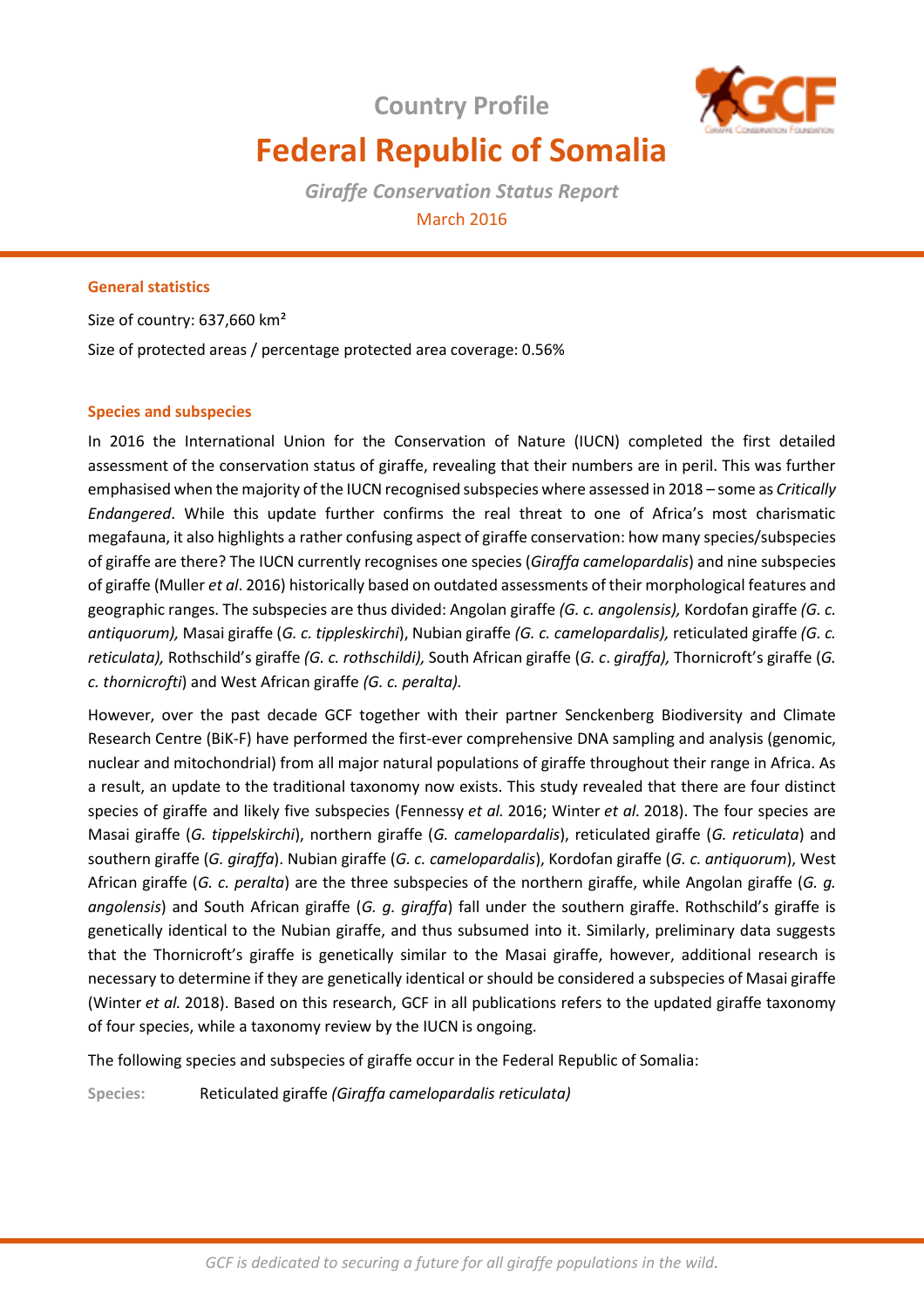## Country Profile

# Federal Republic of Somalia

*Giraffe Conservation Status Report*

March 2016

### General statistics

Size of country: 637,660 km²

Size of protected areas / percentage protected area coverage: 0.56%

### Species and subspecies

In 2016 the International Union for the Conservation of Nature (IUCN) completed the first detailed assessment of the conservation status of giraffe, revealing that their numbers are in peril. This was further emphasised when the majority of the IUCN recognised subspecies where assessed in 2018 – some as *Critically Endangered*. While this update further confirms the real threat to one of Africa's most charismatic megafauna, it also highlights a rather confusing aspect of giraffe conservation: how many species/subspecies of giraffe are there? The IUCN currently recognises one species (*Giraffa camelopardalis*) and nine subspecies of giraffe (Muller *et al*. 2016) historically based on outdated assessments of their morphological features and geographic ranges. The subspecies are thus divided: Angolan giraffe *(G. c. angolensis),* Kordofan giraffe *(G. c. antiquorum),* Masai giraffe (*G. c. tippleskirchi*), Nubian giraffe *(G. c. camelopardalis),* reticulated giraffe *(G. c. reticulata),* Rothschild's giraffe *(G. c. rothschildi),* South African giraffe (*G. c. giraffa),* Thornicroft's giraffe (*G. c. thornicrofti*) and West African giraffe *(G. c. peralta).*

However, over the past decade GCF together with their partner Senckenberg Biodiversity and Climate Research Centre (BiK-F) have performed the first-ever comprehensive DNA sampling and analysis (genomic, nuclear and mitochondrial) from all major natural populations of giraffe throughout their range in Africa. As a result, an update to the traditional taxonomy now exists. This study revealed that there are four distinct species of giraffe and likely five subspecies (Fennessy *et al.* 2016; Winter *et al.* 2018). The four species are Masai giraffe (*G. tippelskirchi*), northern giraffe (*G. camelopardalis*), reticulated giraffe (*G. reticulata*) and southern giraffe (*G. giraffa*). Nubian giraffe (*G. c. camelopardalis*), Kordofan giraffe (*G. c. antiquorum*), West African giraffe (*G. c. peralta*) are the three subspecies of the northern giraffe, while Angolan giraffe (*G. g. angolensis*) and South African giraffe (*G. g. giraffa*) fall under the southern giraffe. Rothschild's giraffe is genetically identical to the Nubian giraffe, and thus subsumed into it. Similarly, preliminary data suggests that the Thornicroft's giraffe is genetically similar to the Masai giraffe, however, additional research is necessary to determine if they are genetically identical or should be considered a subspecies of Masai giraffe (Winter *et al.* 2018). Based on this research, GCF in all publications refers to the updated giraffe taxonomy of four species, while a taxonomy review by the IUCN is ongoing.

The following species and subspecies of giraffe occur in the Federal Republic of Somalia:

**Species:** Reticulated giraffe *(Giraffa camelopardalis reticulata)*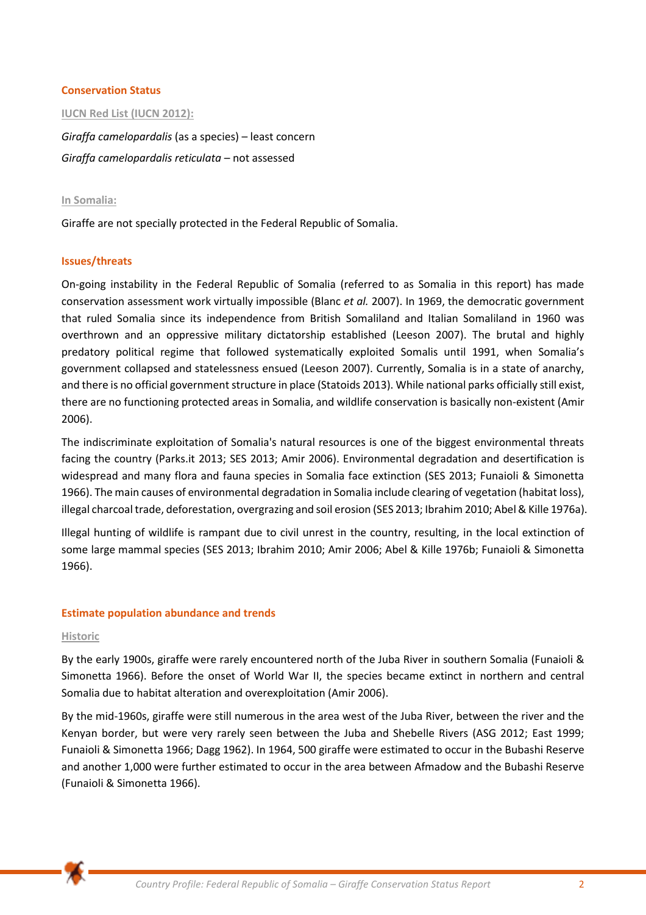## Conservation Status

### IUCN Red List (IUCN 2012):

*Giraffa camelopardalis* (as a species) – least concern

*Giraffa camelopardalis reticulata* – not assessed

### In Somalia:

Giraffe are not specially protected in the Federal Republic of Somalia.

## Issues/threats

On-going instability in the Federal Republic of Somalia (referred to as Somalia in this report) has made conservation assessment work virtually impossible (Blanc *et al.* 2007). In 1969, the democratic government that ruled Somalia since its independence from British Somaliland and Italian Somaliland in 1960 was overthrown and an oppressive military dictatorship established (Leeson 2007). The brutal and highly predatory political regime that followed systematically exploited Somalis until 1991, when Somalia's government collapsed and statelessness ensued (Leeson 2007). Currently, Somalia is in a state of anarchy, and there is no official government structure in place (Statoids 2013). While national parks officially still exist, there are no functioning protected areas in Somalia, and wildlife conservation is basically non-existent (Amir 2006).

The indiscriminate exploitation of Somalia's natural resources is one of the biggest environmental threats facing the country (Parks.it 2013; SES 2013; Amir 2006). Environmental degradation and desertification is widespread and many flora and fauna species in Somalia face extinction (SES 2013; Funaioli & Simonetta 1966). The main causes of environmental degradation in Somalia include clearing of vegetation (habitat loss), illegal charcoal trade, deforestation, overgrazing and soil erosion (SES 2013; Ibrahim 2010; Abel & Kille 1976a).

Illegal hunting of wildlife is rampant due to civil unrest in the country, resulting, in the local extinction of some large mammal species (SES 2013; Ibrahim 2010; Amir 2006; Abel & Kille 1976b; Funaioli & Simonetta 1966).

## Estimate population abundance and trends

### Historic

By the early 1900s, giraffe were rarely encountered north of the Juba River in southern Somalia (Funaioli & Simonetta 1966). Before the onset of World War II, the species became extinct in northern and central Somalia due to habitat alteration and overexploitation (Amir 2006).

By the mid-1960s, giraffe were still numerous in the area west of the Juba River, between the river and the Kenyan border, but were very rarely seen between the Juba and Shebelle Rivers (ASG 2012; East 1999; Funaioli & Simonetta 1966; Dagg 1962). In 1964, 500 giraffe were estimated to occur in the Bubashi Reserve and another 1,000 were further estimated to occur in the area between Afmadow and the Bubashi Reserve (Funaioli & Simonetta 1966).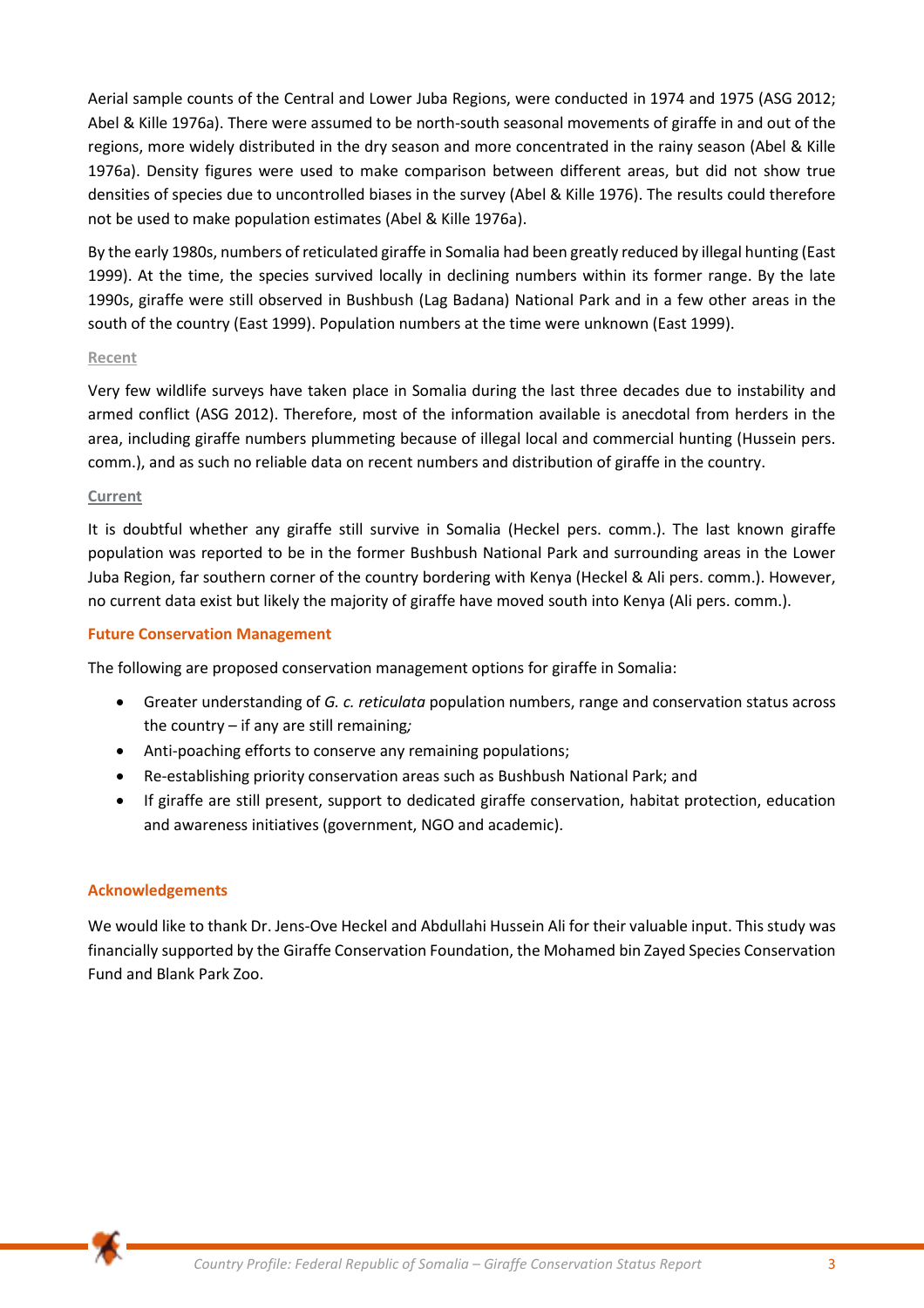Aerial sample counts of the Central and Lower Juba Regions, were conducted in 1974 and 1975 (ASG 2012; Abel & Kille 1976a). There were assumed to be north-south seasonal movements of giraffe in and out of the regions, more widely distributed in the dry season and more concentrated in the rainy season (Abel & Kille 1976a). Density figures were used to make comparison between different areas, but did not show true densities of species due to uncontrolled biases in the survey (Abel & Kille 1976). The results could therefore not be used to make population estimates (Abel & Kille 1976a).

By the early 1980s, numbers of reticulated giraffe in Somalia had been greatly reduced by illegal hunting (East 1999). At the time, the species survived locally in declining numbers within its former range. By the late 1990s, giraffe were still observed in Bushbush (Lag Badana) National Park and in a few other areas in the south of the country (East 1999). Population numbers at the time were unknown (East 1999).

#### Recent

Very few wildlife surveys have taken place in Somalia during the last three decades due to instability and armed conflict (ASG 2012). Therefore, most of the information available is anecdotal from herders in the area, including giraffe numbers plummeting because of illegal local and commercial hunting (Hussein pers. comm.), and as such no reliable data on recent numbers and distribution of giraffe in the country.

#### Current

It is doubtful whether any giraffe still survive in Somalia (Heckel pers. comm.). The last known giraffe population was reported to be in the former Bushbush National Park and surrounding areas in the Lower Juba Region, far southern corner of the country bordering with Kenya (Heckel & Ali pers. comm.). However, no current data exist but likely the majority of giraffe have moved south into Kenya (Ali pers. comm.).

### Future Conservation Management

The following are proposed conservation management options for giraffe in Somalia:

- Greater understanding of *G. c. reticulata* population numbers, range and conservation status across the country – if any are still remaining;
- Anti-poaching efforts to conserve any remaining populations;
- Re-establishing priority conservation areas such as Bushbush National Park; and
- If giraffe are still present, support to dedicated giraffe conservation, habitat protection, education and awareness initiatives (government, NGO and academic).

### Acknowledgements

We would like to thank Dr. Jens-Ove Heckel and Abdullahi Hussein Ali for their valuable input. This study was financially supported by the Giraffe Conservation Foundation, the Mohamed bin Zayed Species Conservation Fund and Blank Park Zoo.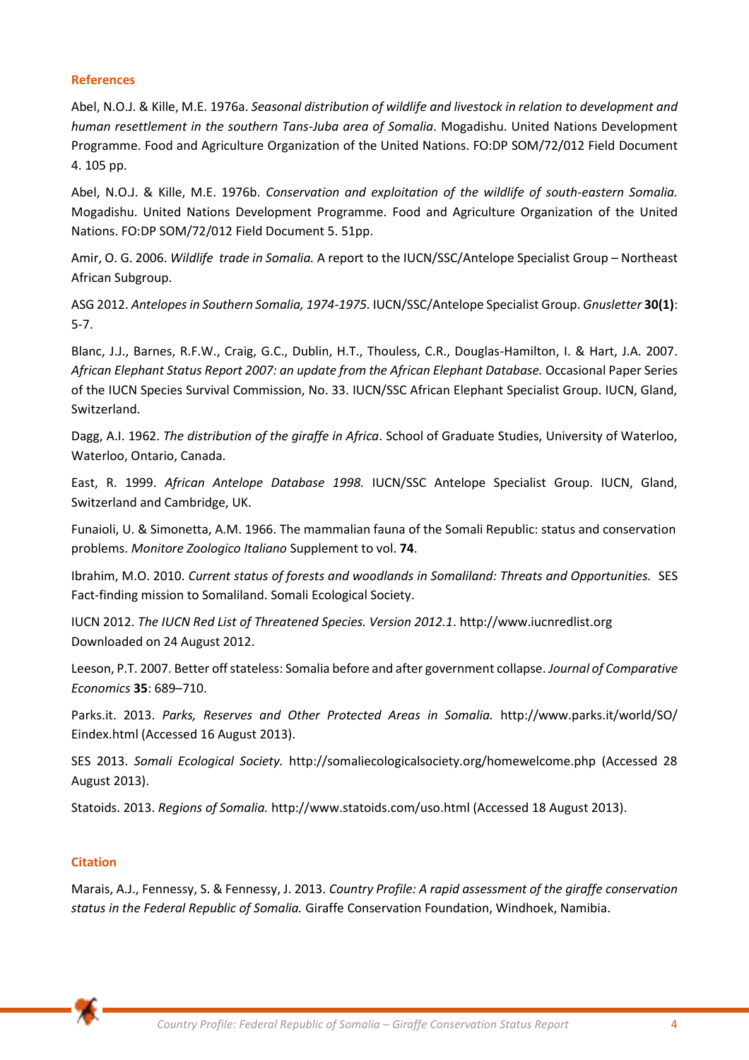## References

Abel, N.O.J. & Kille, M.E. 1976a. *Seasonal distribution of wildlife and livestock in relation to development and human resettlement in the southern Tans-Juba area of Somalia*. Mogadishu. United Nations Development Programme. Food and Agriculture Organization of the United Nations. FO:DP SOM/72/012 Field Document 4. 105 pp.

Abel, N.O.J. & Kille, M.E. 1976b. *Conservation and exploitation of the wildlife of south-eastern Somalia.* Mogadishu. United Nations Development Programme. Food and Agriculture Organization of the United Nations. FO:DP SOM/72/012 Field Document 5. 51pp.

Amir, O. G. 2006. *Wildlife trade in Somalia.* A report to the IUCN/SSC/Antelope Specialist Group – Northeast African Subgroup.

ASG 2012. *Antelopes in Southern Somalia, 1974-1975.* IUCN/SSC/Antelope Specialist Group. *Gnusletter* **30(1)**: 5-7.

Blanc, J.J., Barnes, R.F.W., Craig, G.C., Dublin, H.T., Thouless, C.R., Douglas-Hamilton, I. & Hart, J.A. 2007. *African Elephant Status Report 2007: an update from the African Elephant Database.* Occasional Paper Series of the IUCN Species Survival Commission, No. 33. IUCN/SSC African Elephant Specialist Group. IUCN, Gland, Switzerland.

Dagg, A.I. 1962. *The distribution of the giraffe in Africa*. School of Graduate Studies, University of Waterloo, Waterloo, Ontario, Canada.

East, R. 1999. *African Antelope Database 1998.* IUCN/SSC Antelope Specialist Group. IUCN, Gland, Switzerland and Cambridge, UK.

Funaioli, U. & Simonetta, A.M. 1966. The mammalian fauna of the Somali Republic: status and conservation problems. *Monitore Zoologico Italiano* Supplement to vol. **74**.

Ibrahim, M.O. 2010. *Current status of forests and woodlands in Somaliland: Threats and Opportunities.* SES Fact-finding mission to Somaliland. Somali Ecological Society.

IUCN 2012. *The IUCN Red List of Threatened Species. Version 2012.1*. http://www.iucnredlist.org Downloaded on 24 August 2012.

Leeson, P.T. 2007. Better off stateless: Somalia before and after government collapse. *Journal of Comparative Economics* **35**: 689–710.

Parks.it. 2013. *Parks, Reserves and Other Protected Areas in Somalia.* http://www.parks.it/world/SO/Eindex.html (Accessed 16 August 2013).

SES 2013. *Somali Ecological Society.* http://somaliecologicalsociety.org/homewelcome.php (Accessed 28 August 2013).

Statoids. 2013. *Regions of Somalia.* http://www.statoids.com/uso.html (Accessed 18 August 2013).

## Citation

Marais, A.J., Fennessy, S. & Fennessy, J. 2013. *Country Profile: A rapid assessment of the giraffe conservation status in the Federal Republic of Somalia.* Giraffe Conservation Foundation, Windhoek, Namibia.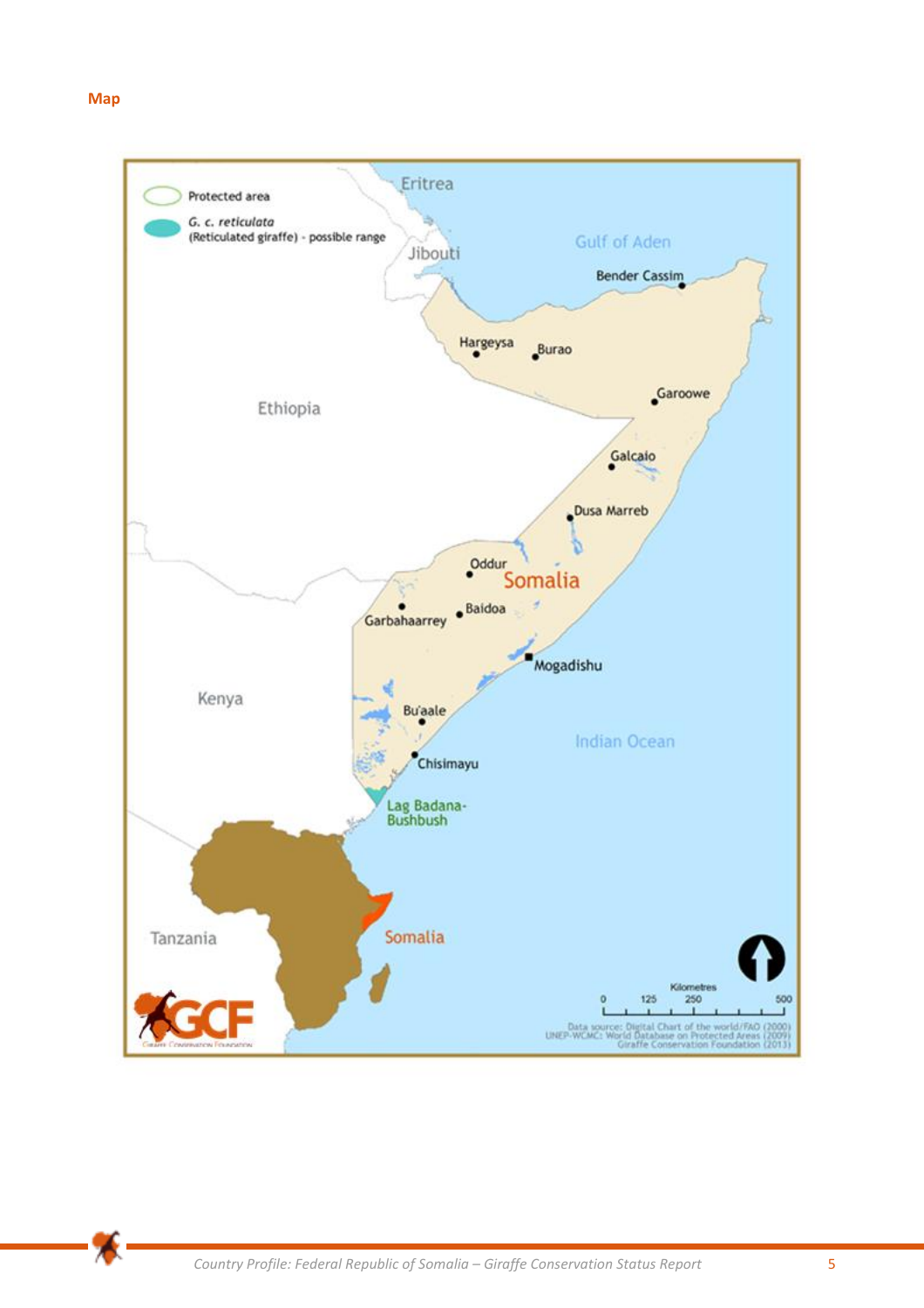## Map

Protected area

*G. c. reticulata* (Reticulated giraffe) - possible range

Eritrea

Gulf of Aden

Jibouti

Bender Cassim

Hargeysa

Burao

Garoowe

Ethiopia

Galcaio

Dusa Marreb

Oddur

Somalia

Baidoa

Garbahaarrey

Mogadishu

Kenya

Bu'aale

Indian Ocean

Chisimayu

Lag Badana-Bushbush

Tanzania

Somalia

Kilometres

0 125 250 500

Data source: Digital Chart of the world/FAO (2000)
UNEP-WCMC: World Database on Protected Areas (2009)
Giraffe Conservation Foundation (2013)

GCF
Giraffe Conservation Foundation